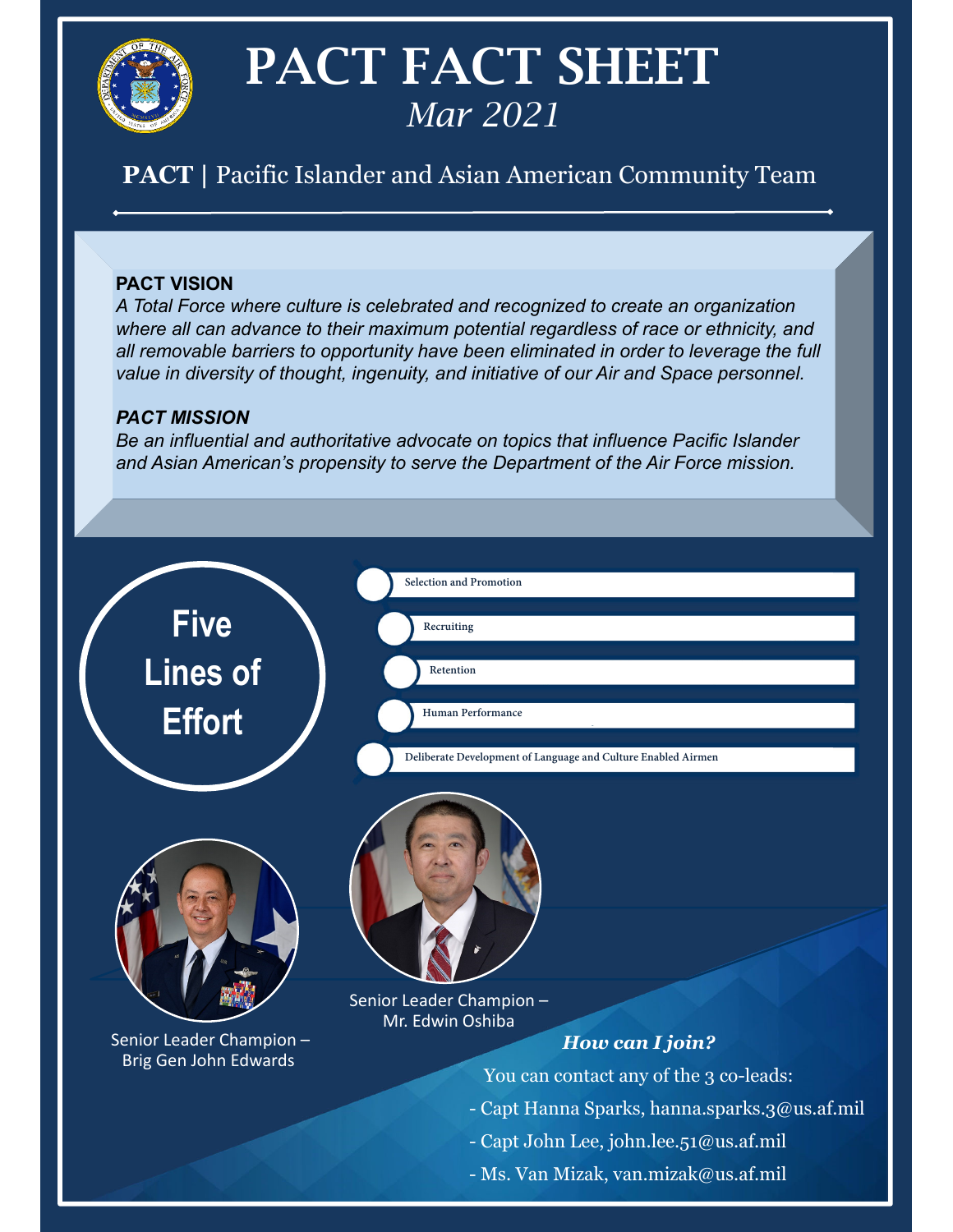# PACT FACT SHEET

*Mar 2021*

## **PACT** | Pacific Islander and Asian American Community Team

**PACT VISION**

*A Total Force where culture is celebrated and recognized to create an organization where all can advance to their maximum potential regardless of race or ethnicity, and all removable barriers to opportunity have been eliminated in order to leverage the full value in diversity of thought, ingenuity, and initiative of our Air and Space personnel.*

***PACT MISSION***

*Be an influential and authoritative advocate on topics that influence Pacific Islander and Asian American's propensity to serve the Department of the Air Force mission.*

## Five Lines of Effort

- Selection and Promotion
- Recruiting
- Retention
- Human Performance
- Deliberate Development of Language and Culture Enabled Airmen

Senior Leader Champion – Brig Gen John Edwards

Senior Leader Champion – Mr. Edwin Oshiba

***How can I join?***

You can contact any of the 3 co-leads:

- Capt Hanna Sparks, hanna.sparks.3@us.af.mil
- Capt John Lee, john.lee.51@us.af.mil
- Ms. Van Mizak, van.mizak@us.af.mil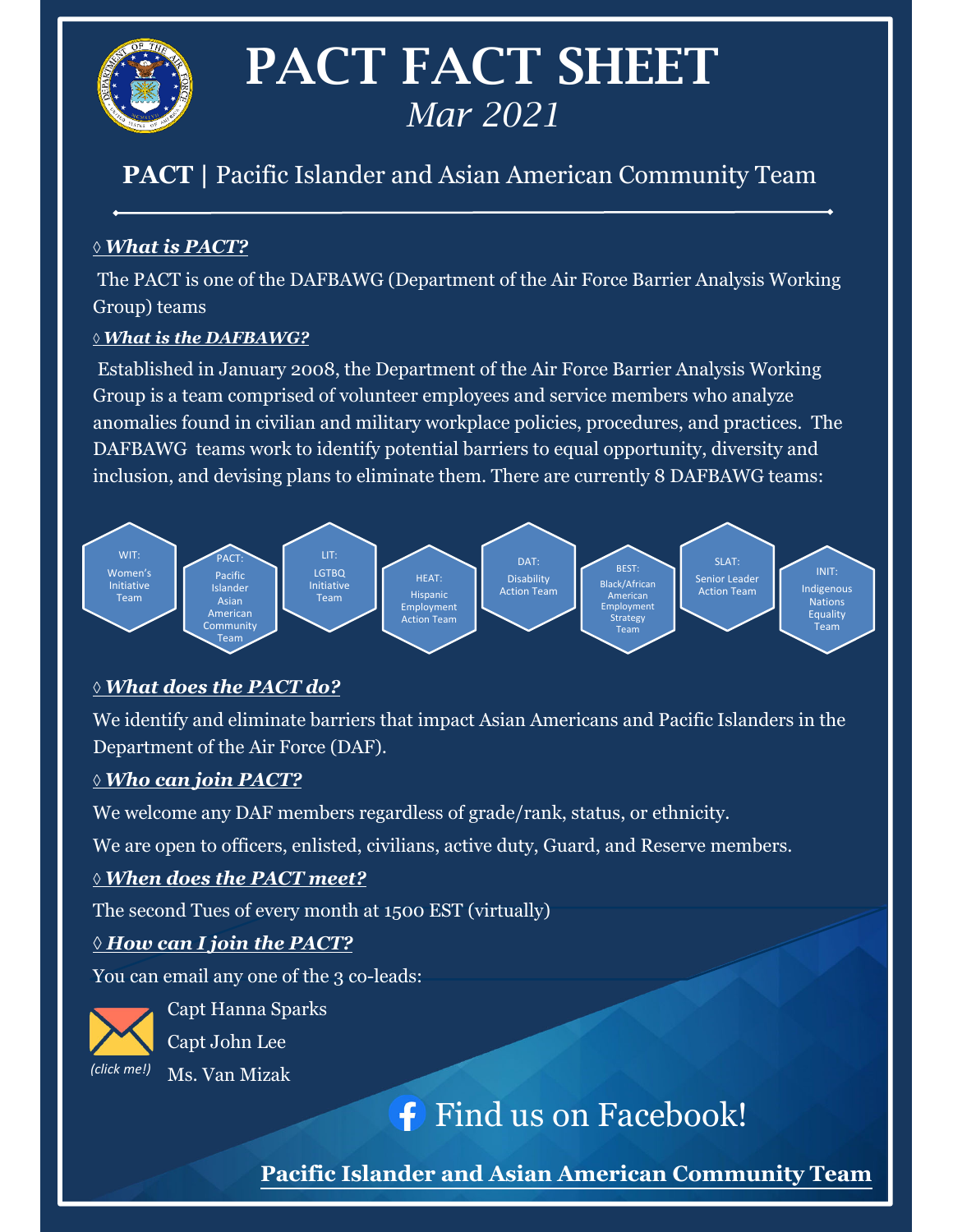# PACT FACT SHEET

*Mar 2021*

## **PACT |** Pacific Islander and Asian American Community Team

**◊ *What is PACT?***

The PACT is one of the DAFBAWG (Department of the Air Force Barrier Analysis Working Group) teams

**◊ *What is the DAFBAWG?***

Established in January 2008, the Department of the Air Force Barrier Analysis Working Group is a team comprised of volunteer employees and service members who analyze anomalies found in civilian and military workplace policies, procedures, and practices. The DAFBAWG teams work to identify potential barriers to equal opportunity, diversity and inclusion, and devising plans to eliminate them. There are currently 8 DAFBAWG teams:

- WIT: Women's Initiative Team
- PACT: Pacific Islander Asian American Community Team
- LIT: LGTBQ Initiative Team
- HEAT: Hispanic Employment Action Team
- DAT: Disability Action Team
- BEST: Black/African American Employment Strategy Team
- SLAT: Senior Leader Action Team
- INIT: Indigenous Nations Equality Team

**◊ *What does the PACT do?***

We identify and eliminate barriers that impact Asian Americans and Pacific Islanders in the Department of the Air Force (DAF).

**◊ *Who can join PACT?***

We welcome any DAF members regardless of grade/rank, status, or ethnicity.

We are open to officers, enlisted, civilians, active duty, Guard, and Reserve members.

**◊ *When does the PACT meet?***

The second Tues of every month at 1500 EST (virtually)

**◊ *How can I join the PACT?***

You can email any one of the 3 co-leads:

*(click me!)*

Capt Hanna Sparks

Capt John Lee

Ms. Van Mizak

Find us on Facebook!

**Pacific Islander and Asian American Community Team**